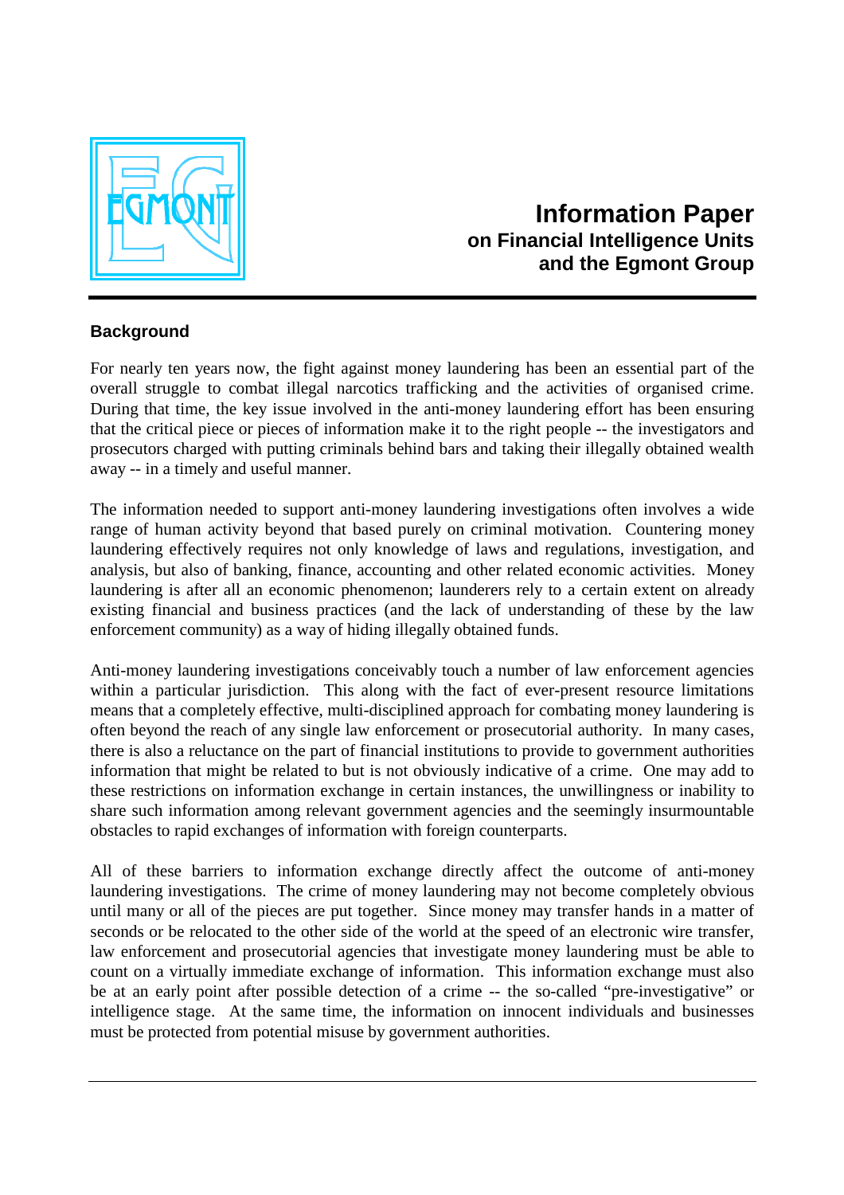# Information Paper
## on Financial Intelligence Units and the Egmont Group

### Background

For nearly ten years now, the fight against money laundering has been an essential part of the overall struggle to combat illegal narcotics trafficking and the activities of organised crime. During that time, the key issue involved in the anti-money laundering effort has been ensuring that the critical piece or pieces of information make it to the right people -- the investigators and prosecutors charged with putting criminals behind bars and taking their illegally obtained wealth away -- in a timely and useful manner.

The information needed to support anti-money laundering investigations often involves a wide range of human activity beyond that based purely on criminal motivation. Countering money laundering effectively requires not only knowledge of laws and regulations, investigation, and analysis, but also of banking, finance, accounting and other related economic activities. Money laundering is after all an economic phenomenon; launderers rely to a certain extent on already existing financial and business practices (and the lack of understanding of these by the law enforcement community) as a way of hiding illegally obtained funds.

Anti-money laundering investigations conceivably touch a number of law enforcement agencies within a particular jurisdiction. This along with the fact of ever-present resource limitations means that a completely effective, multi-disciplined approach for combating money laundering is often beyond the reach of any single law enforcement or prosecutorial authority. In many cases, there is also a reluctance on the part of financial institutions to provide to government authorities information that might be related to but is not obviously indicative of a crime. One may add to these restrictions on information exchange in certain instances, the unwillingness or inability to share such information among relevant government agencies and the seemingly insurmountable obstacles to rapid exchanges of information with foreign counterparts.

All of these barriers to information exchange directly affect the outcome of anti-money laundering investigations. The crime of money laundering may not become completely obvious until many or all of the pieces are put together. Since money may transfer hands in a matter of seconds or be relocated to the other side of the world at the speed of an electronic wire transfer, law enforcement and prosecutorial agencies that investigate money laundering must be able to count on a virtually immediate exchange of information. This information exchange must also be at an early point after possible detection of a crime -- the so-called "pre-investigative" or intelligence stage. At the same time, the information on innocent individuals and businesses must be protected from potential misuse by government authorities.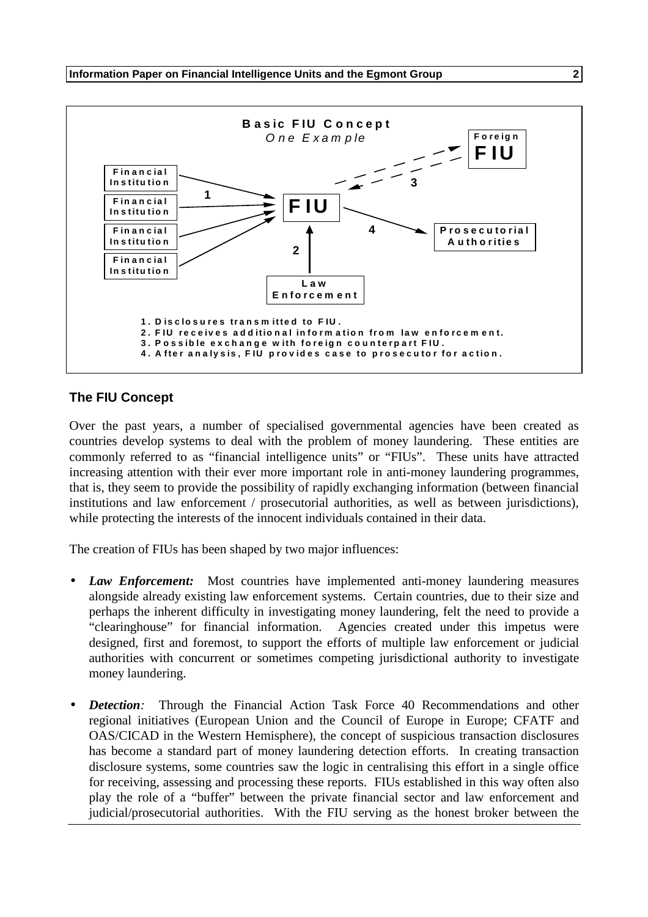**Basic FIU Concept**

*One Example*

Financial Institution → FIU (1)

Law Enforcement → FIU (2)

FIU ⇢ Foreign FIU (3)

FIU → Prosecutorial Authorities (4)

1. Disclosures transmitted to FIU.
2. FIU receives additional information from law enforcement.
3. Possible exchange with foreign counterpart FIU.
4. After analysis, FIU provides case to prosecutor for action.

## The FIU Concept

Over the past years, a number of specialised governmental agencies have been created as countries develop systems to deal with the problem of money laundering. These entities are commonly referred to as "financial intelligence units" or "FIUs". These units have attracted increasing attention with their ever more important role in anti-money laundering programmes, that is, they seem to provide the possibility of rapidly exchanging information (between financial institutions and law enforcement / prosecutorial authorities, as well as between jurisdictions), while protecting the interests of the innocent individuals contained in their data.

The creation of FIUs has been shaped by two major influences:

- ***Law Enforcement:*** Most countries have implemented anti-money laundering measures alongside already existing law enforcement systems. Certain countries, due to their size and perhaps the inherent difficulty in investigating money laundering, felt the need to provide a "clearinghouse" for financial information. Agencies created under this impetus were designed, first and foremost, to support the efforts of multiple law enforcement or judicial authorities with concurrent or sometimes competing jurisdictional authority to investigate money laundering.

- ***Detection:*** Through the Financial Action Task Force 40 Recommendations and other regional initiatives (European Union and the Council of Europe in Europe; CFATF and OAS/CICAD in the Western Hemisphere), the concept of suspicious transaction disclosures has become a standard part of money laundering detection efforts. In creating transaction disclosure systems, some countries saw the logic in centralising this effort in a single office for receiving, assessing and processing these reports. FIUs established in this way often also play the role of a "buffer" between the private financial sector and law enforcement and judicial/prosecutorial authorities. With the FIU serving as the honest broker between the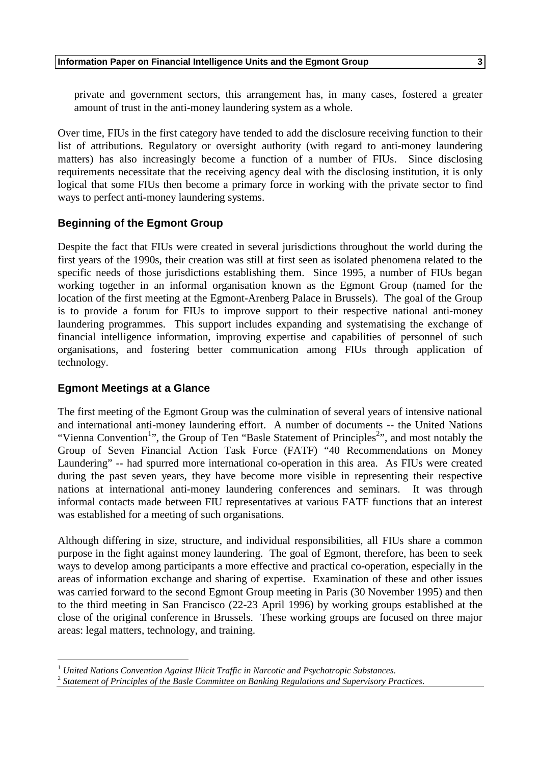private and government sectors, this arrangement has, in many cases, fostered a greater amount of trust in the anti-money laundering system as a whole.

Over time, FIUs in the first category have tended to add the disclosure receiving function to their list of attributions. Regulatory or oversight authority (with regard to anti-money laundering matters) has also increasingly become a function of a number of FIUs. Since disclosing requirements necessitate that the receiving agency deal with the disclosing institution, it is only logical that some FIUs then become a primary force in working with the private sector to find ways to perfect anti-money laundering systems.

## Beginning of the Egmont Group

Despite the fact that FIUs were created in several jurisdictions throughout the world during the first years of the 1990s, their creation was still at first seen as isolated phenomena related to the specific needs of those jurisdictions establishing them. Since 1995, a number of FIUs began working together in an informal organisation known as the Egmont Group (named for the location of the first meeting at the Egmont-Arenberg Palace in Brussels). The goal of the Group is to provide a forum for FIUs to improve support to their respective national anti-money laundering programmes. This support includes expanding and systematising the exchange of financial intelligence information, improving expertise and capabilities of personnel of such organisations, and fostering better communication among FIUs through application of technology.

## Egmont Meetings at a Glance

The first meeting of the Egmont Group was the culmination of several years of intensive national and international anti-money laundering effort. A number of documents -- the United Nations "Vienna Convention[1]", the Group of Ten "Basle Statement of Principles[2]", and most notably the Group of Seven Financial Action Task Force (FATF) "40 Recommendations on Money Laundering" -- had spurred more international co-operation in this area. As FIUs were created during the past seven years, they have become more visible in representing their respective nations at international anti-money laundering conferences and seminars. It was through informal contacts made between FIU representatives at various FATF functions that an interest was established for a meeting of such organisations.

Although differing in size, structure, and individual responsibilities, all FIUs share a common purpose in the fight against money laundering. The goal of Egmont, therefore, has been to seek ways to develop among participants a more effective and practical co-operation, especially in the areas of information exchange and sharing of expertise. Examination of these and other issues was carried forward to the second Egmont Group meeting in Paris (30 November 1995) and then to the third meeting in San Francisco (22-23 April 1996) by working groups established at the close of the original conference in Brussels. These working groups are focused on three major areas: legal matters, technology, and training.

---

[1] *United Nations Convention Against Illicit Traffic in Narcotic and Psychotropic Substances.*

[2] *Statement of Principles of the Basle Committee on Banking Regulations and Supervisory Practices.*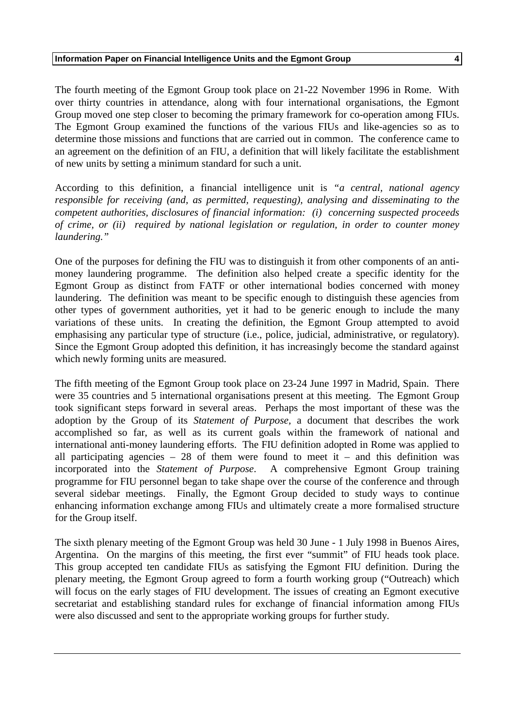The fourth meeting of the Egmont Group took place on 21-22 November 1996 in Rome. With over thirty countries in attendance, along with four international organisations, the Egmont Group moved one step closer to becoming the primary framework for co-operation among FIUs. The Egmont Group examined the functions of the various FIUs and like-agencies so as to determine those missions and functions that are carried out in common. The conference came to an agreement on the definition of an FIU, a definition that will likely facilitate the establishment of new units by setting a minimum standard for such a unit.

According to this definition, a financial intelligence unit is "*a central, national agency responsible for receiving (and, as permitted, requesting), analysing and disseminating to the competent authorities, disclosures of financial information: (i) concerning suspected proceeds of crime, or (ii) required by national legislation or regulation, in order to counter money laundering.*"

One of the purposes for defining the FIU was to distinguish it from other components of an anti-money laundering programme. The definition also helped create a specific identity for the Egmont Group as distinct from FATF or other international bodies concerned with money laundering. The definition was meant to be specific enough to distinguish these agencies from other types of government authorities, yet it had to be generic enough to include the many variations of these units. In creating the definition, the Egmont Group attempted to avoid emphasising any particular type of structure (i.e., police, judicial, administrative, or regulatory). Since the Egmont Group adopted this definition, it has increasingly become the standard against which newly forming units are measured.

The fifth meeting of the Egmont Group took place on 23-24 June 1997 in Madrid, Spain. There were 35 countries and 5 international organisations present at this meeting. The Egmont Group took significant steps forward in several areas. Perhaps the most important of these was the adoption by the Group of its *Statement of Purpose,* a document that describes the work accomplished so far, as well as its current goals within the framework of national and international anti-money laundering efforts. The FIU definition adopted in Rome was applied to all participating agencies – 28 of them were found to meet it – and this definition was incorporated into the *Statement of Purpose*. A comprehensive Egmont Group training programme for FIU personnel began to take shape over the course of the conference and through several sidebar meetings. Finally, the Egmont Group decided to study ways to continue enhancing information exchange among FIUs and ultimately create a more formalised structure for the Group itself.

The sixth plenary meeting of the Egmont Group was held 30 June - 1 July 1998 in Buenos Aires, Argentina. On the margins of this meeting, the first ever "summit" of FIU heads took place. This group accepted ten candidate FIUs as satisfying the Egmont FIU definition. During the plenary meeting, the Egmont Group agreed to form a fourth working group ("Outreach) which will focus on the early stages of FIU development. The issues of creating an Egmont executive secretariat and establishing standard rules for exchange of financial information among FIUs were also discussed and sent to the appropriate working groups for further study.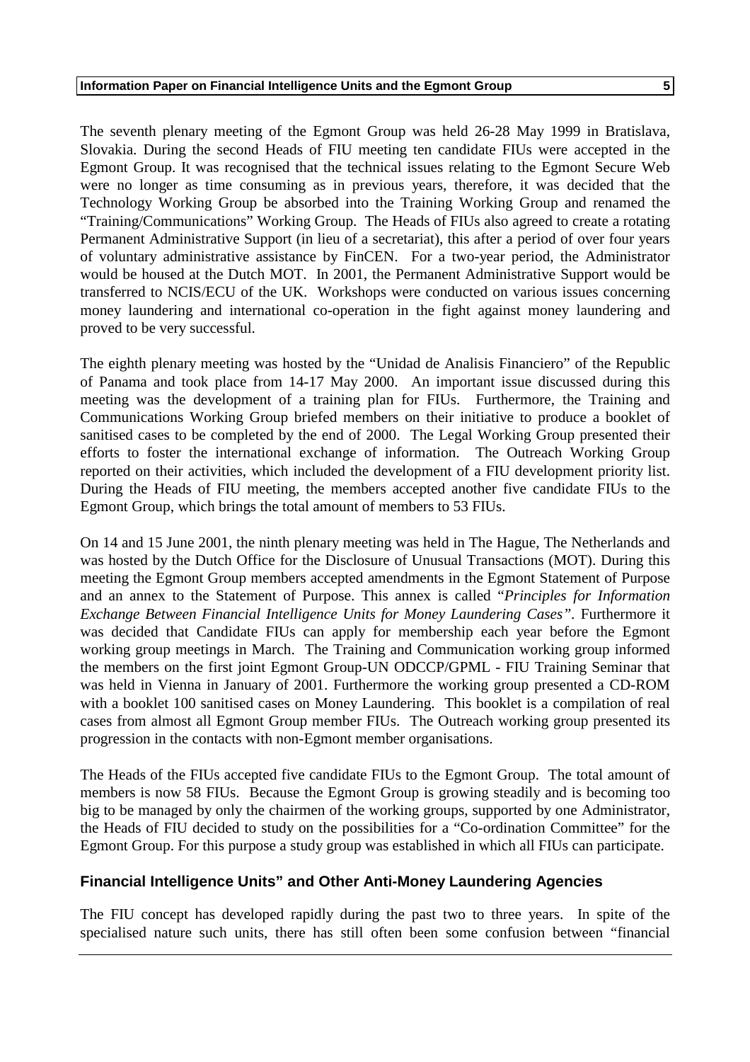The seventh plenary meeting of the Egmont Group was held 26-28 May 1999 in Bratislava, Slovakia. During the second Heads of FIU meeting ten candidate FIUs were accepted in the Egmont Group. It was recognised that the technical issues relating to the Egmont Secure Web were no longer as time consuming as in previous years, therefore, it was decided that the Technology Working Group be absorbed into the Training Working Group and renamed the "Training/Communications" Working Group. The Heads of FIUs also agreed to create a rotating Permanent Administrative Support (in lieu of a secretariat), this after a period of over four years of voluntary administrative assistance by FinCEN. For a two-year period, the Administrator would be housed at the Dutch MOT. In 2001, the Permanent Administrative Support would be transferred to NCIS/ECU of the UK. Workshops were conducted on various issues concerning money laundering and international co-operation in the fight against money laundering and proved to be very successful.

The eighth plenary meeting was hosted by the "Unidad de Analisis Financiero" of the Republic of Panama and took place from 14-17 May 2000. An important issue discussed during this meeting was the development of a training plan for FIUs. Furthermore, the Training and Communications Working Group briefed members on their initiative to produce a booklet of sanitised cases to be completed by the end of 2000. The Legal Working Group presented their efforts to foster the international exchange of information. The Outreach Working Group reported on their activities, which included the development of a FIU development priority list. During the Heads of FIU meeting, the members accepted another five candidate FIUs to the Egmont Group, which brings the total amount of members to 53 FIUs.

On 14 and 15 June 2001, the ninth plenary meeting was held in The Hague, The Netherlands and was hosted by the Dutch Office for the Disclosure of Unusual Transactions (MOT). During this meeting the Egmont Group members accepted amendments in the Egmont Statement of Purpose and an annex to the Statement of Purpose. This annex is called "*Principles for Information Exchange Between Financial Intelligence Units for Money Laundering Cases"*. Furthermore it was decided that Candidate FIUs can apply for membership each year before the Egmont working group meetings in March. The Training and Communication working group informed the members on the first joint Egmont Group-UN ODCCP/GPML - FIU Training Seminar that was held in Vienna in January of 2001. Furthermore the working group presented a CD-ROM with a booklet 100 sanitised cases on Money Laundering. This booklet is a compilation of real cases from almost all Egmont Group member FIUs. The Outreach working group presented its progression in the contacts with non-Egmont member organisations.

The Heads of the FIUs accepted five candidate FIUs to the Egmont Group. The total amount of members is now 58 FIUs. Because the Egmont Group is growing steadily and is becoming too big to be managed by only the chairmen of the working groups, supported by one Administrator, the Heads of FIU decided to study on the possibilities for a "Co-ordination Committee" for the Egmont Group. For this purpose a study group was established in which all FIUs can participate.

## Financial Intelligence Units" and Other Anti-Money Laundering Agencies

The FIU concept has developed rapidly during the past two to three years. In spite of the specialised nature such units, there has still often been some confusion between "financial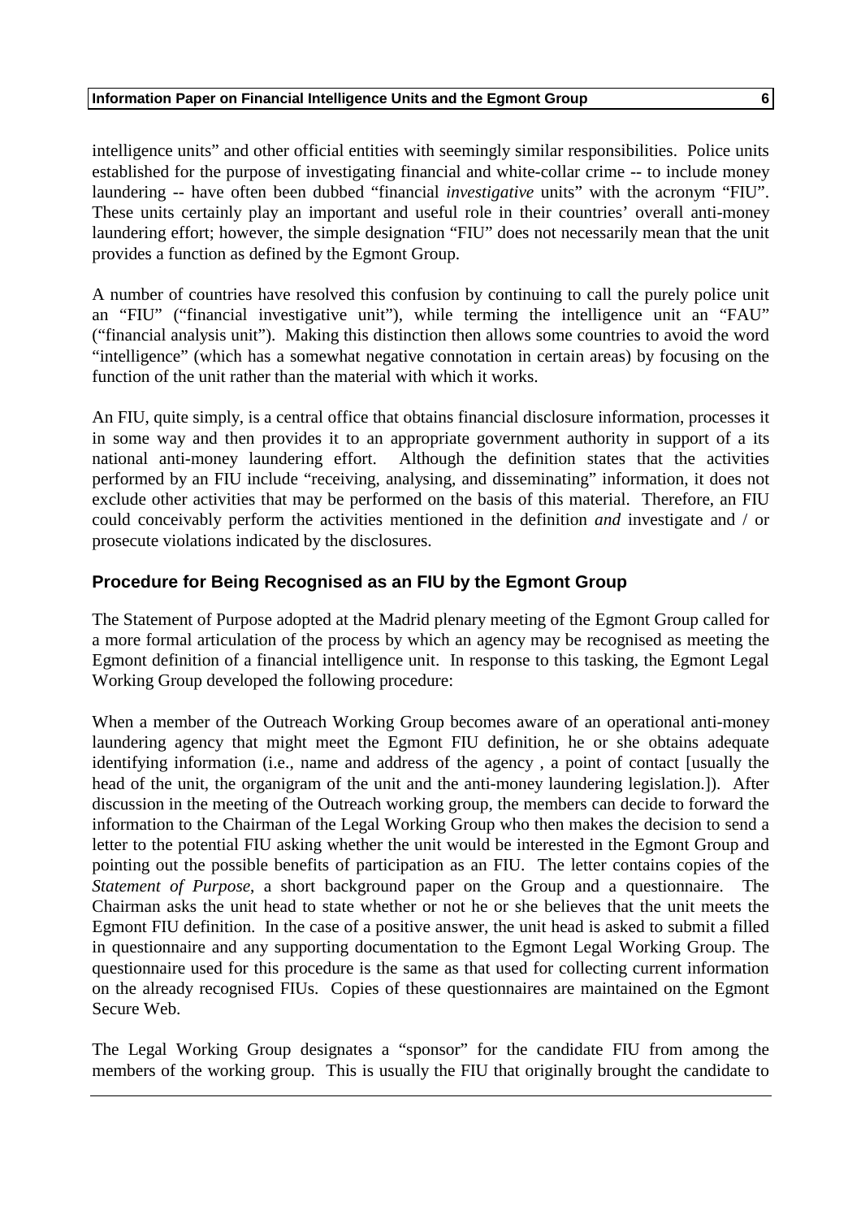intelligence units" and other official entities with seemingly similar responsibilities. Police units established for the purpose of investigating financial and white-collar crime -- to include money laundering -- have often been dubbed "financial *investigative* units" with the acronym "FIU". These units certainly play an important and useful role in their countries' overall anti-money laundering effort; however, the simple designation "FIU" does not necessarily mean that the unit provides a function as defined by the Egmont Group.

A number of countries have resolved this confusion by continuing to call the purely police unit an "FIU" ("financial investigative unit"), while terming the intelligence unit an "FAU" ("financial analysis unit"). Making this distinction then allows some countries to avoid the word "intelligence" (which has a somewhat negative connotation in certain areas) by focusing on the function of the unit rather than the material with which it works.

An FIU, quite simply, is a central office that obtains financial disclosure information, processes it in some way and then provides it to an appropriate government authority in support of a its national anti-money laundering effort. Although the definition states that the activities performed by an FIU include "receiving, analysing, and disseminating" information, it does not exclude other activities that may be performed on the basis of this material. Therefore, an FIU could conceivably perform the activities mentioned in the definition *and* investigate and / or prosecute violations indicated by the disclosures.

## Procedure for Being Recognised as an FIU by the Egmont Group

The Statement of Purpose adopted at the Madrid plenary meeting of the Egmont Group called for a more formal articulation of the process by which an agency may be recognised as meeting the Egmont definition of a financial intelligence unit. In response to this tasking, the Egmont Legal Working Group developed the following procedure:

When a member of the Outreach Working Group becomes aware of an operational anti-money laundering agency that might meet the Egmont FIU definition, he or she obtains adequate identifying information (i.e., name and address of the agency , a point of contact [usually the head of the unit, the organigram of the unit and the anti-money laundering legislation.]). After discussion in the meeting of the Outreach working group, the members can decide to forward the information to the Chairman of the Legal Working Group who then makes the decision to send a letter to the potential FIU asking whether the unit would be interested in the Egmont Group and pointing out the possible benefits of participation as an FIU. The letter contains copies of the *Statement of Purpose*, a short background paper on the Group and a questionnaire. The Chairman asks the unit head to state whether or not he or she believes that the unit meets the Egmont FIU definition. In the case of a positive answer, the unit head is asked to submit a filled in questionnaire and any supporting documentation to the Egmont Legal Working Group. The questionnaire used for this procedure is the same as that used for collecting current information on the already recognised FIUs. Copies of these questionnaires are maintained on the Egmont Secure Web.

The Legal Working Group designates a "sponsor" for the candidate FIU from among the members of the working group. This is usually the FIU that originally brought the candidate to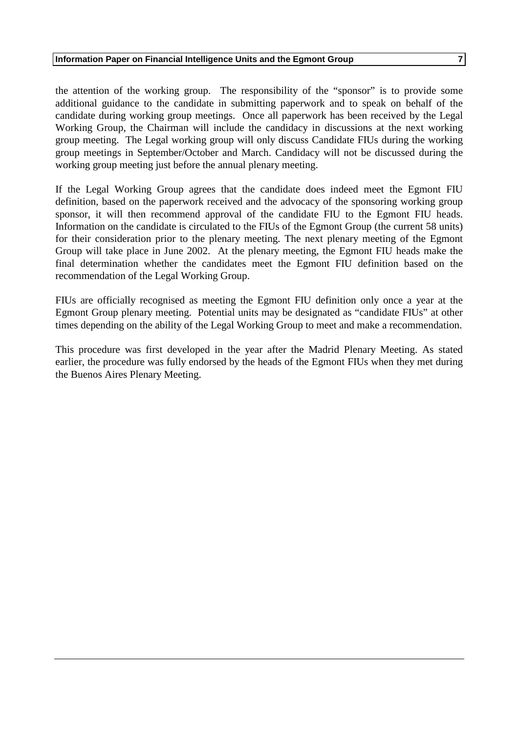the attention of the working group. The responsibility of the "sponsor" is to provide some additional guidance to the candidate in submitting paperwork and to speak on behalf of the candidate during working group meetings. Once all paperwork has been received by the Legal Working Group, the Chairman will include the candidacy in discussions at the next working group meeting. The Legal working group will only discuss Candidate FIUs during the working group meetings in September/October and March. Candidacy will not be discussed during the working group meeting just before the annual plenary meeting.

If the Legal Working Group agrees that the candidate does indeed meet the Egmont FIU definition, based on the paperwork received and the advocacy of the sponsoring working group sponsor, it will then recommend approval of the candidate FIU to the Egmont FIU heads. Information on the candidate is circulated to the FIUs of the Egmont Group (the current 58 units) for their consideration prior to the plenary meeting. The next plenary meeting of the Egmont Group will take place in June 2002. At the plenary meeting, the Egmont FIU heads make the final determination whether the candidates meet the Egmont FIU definition based on the recommendation of the Legal Working Group.

FIUs are officially recognised as meeting the Egmont FIU definition only once a year at the Egmont Group plenary meeting. Potential units may be designated as "candidate FIUs" at other times depending on the ability of the Legal Working Group to meet and make a recommendation.

This procedure was first developed in the year after the Madrid Plenary Meeting. As stated earlier, the procedure was fully endorsed by the heads of the Egmont FIUs when they met during the Buenos Aires Plenary Meeting.